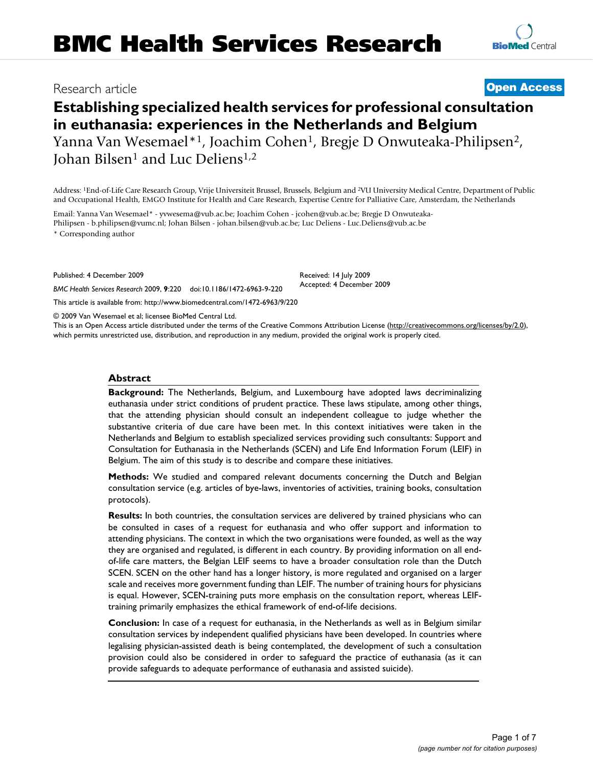# BMC Health Services Research

Research article

**Open Access**

# Establishing specialized health services for professional consultation in euthanasia: experiences in the Netherlands and Belgium

Yanna Van Wesemael*[1], Joachim Cohen[1], Bregje D Onwuteaka-Philipsen[2], Johan Bilsen[1] and Luc Deliens[1,2]

Address: [1]End-of-Life Care Research Group, Vrije Universiteit Brussel, Brussels, Belgium and [2]VU University Medical Centre, Department of Public and Occupational Health, EMGO Institute for Health and Care Research, Expertise Centre for Palliative Care, Amsterdam, the Netherlands

Email: Yanna Van Wesemael* - yvwesema@vub.ac.be; Joachim Cohen - jcohen@vub.ac.be; Bregje D Onwuteaka-Philipsen - b.philipsen@vumc.nl; Johan Bilsen - johan.bilsen@vub.ac.be; Luc Deliens - Luc.Deliens@vub.ac.be

* Corresponding author

Published: 4 December 2009

*BMC Health Services Research* 2009, **9**:220 doi:10.1186/1472-6963-9-220

Received: 14 July 2009
Accepted: 4 December 2009

This article is available from: http://www.biomedcentral.com/1472-6963/9/220

© 2009 Van Wesemael et al; licensee BioMed Central Ltd.

This is an Open Access article distributed under the terms of the Creative Commons Attribution License (http://creativecommons.org/licenses/by/2.0), which permits unrestricted use, distribution, and reproduction in any medium, provided the original work is properly cited.

## Abstract

**Background:** The Netherlands, Belgium, and Luxembourg have adopted laws decriminalizing euthanasia under strict conditions of prudent practice. These laws stipulate, among other things, that the attending physician should consult an independent colleague to judge whether the substantive criteria of due care have been met. In this context initiatives were taken in the Netherlands and Belgium to establish specialized services providing such consultants: Support and Consultation for Euthanasia in the Netherlands (SCEN) and Life End Information Forum (LEIF) in Belgium. The aim of this study is to describe and compare these initiatives.

**Methods:** We studied and compared relevant documents concerning the Dutch and Belgian consultation service (e.g. articles of bye-laws, inventories of activities, training books, consultation protocols).

**Results:** In both countries, the consultation services are delivered by trained physicians who can be consulted in cases of a request for euthanasia and who offer support and information to attending physicians. The context in which the two organisations were founded, as well as the way they are organised and regulated, is different in each country. By providing information on all end-of-life care matters, the Belgian LEIF seems to have a broader consultation role than the Dutch SCEN. SCEN on the other hand has a longer history, is more regulated and organised on a larger scale and receives more government funding than LEIF. The number of training hours for physicians is equal. However, SCEN-training puts more emphasis on the consultation report, whereas LEIF-training primarily emphasizes the ethical framework of end-of-life decisions.

**Conclusion:** In case of a request for euthanasia, in the Netherlands as well as in Belgium similar consultation services by independent qualified physicians have been developed. In countries where legalising physician-assisted death is being contemplated, the development of such a consultation provision could also be considered in order to safeguard the practice of euthanasia (as it can provide safeguards to adequate performance of euthanasia and assisted suicide).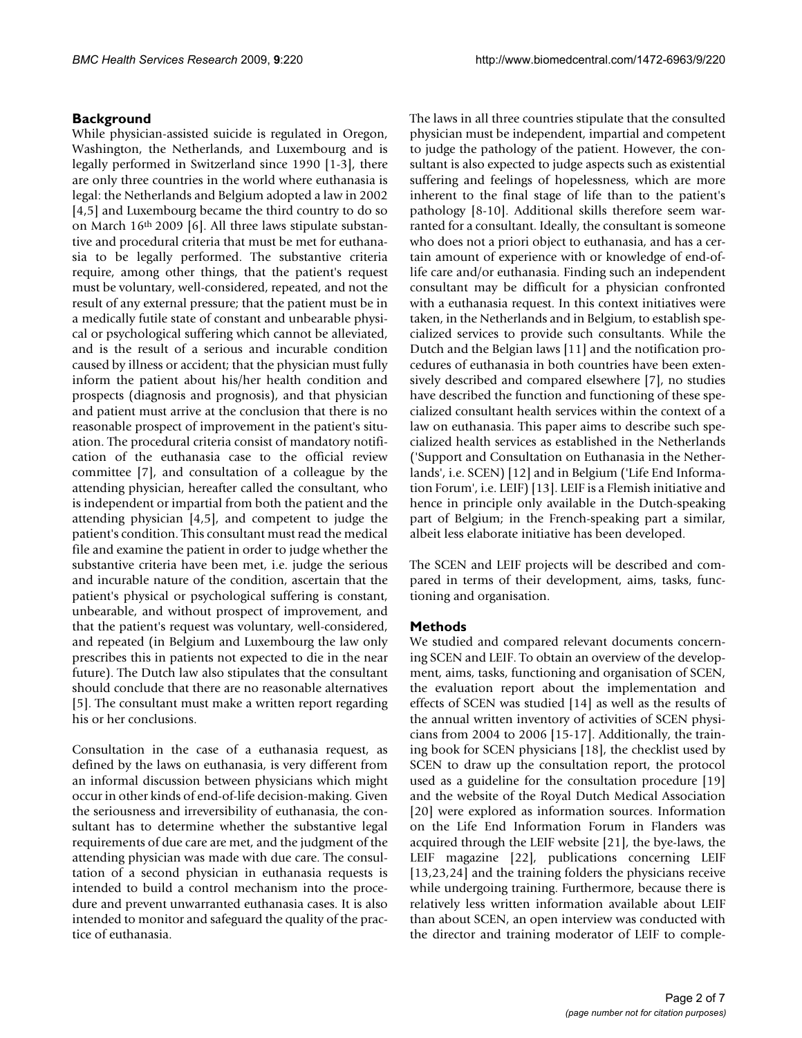## Background

While physician-assisted suicide is regulated in Oregon, Washington, the Netherlands, and Luxembourg and is legally performed in Switzerland since 1990 [1-3], there are only three countries in the world where euthanasia is legal: the Netherlands and Belgium adopted a law in 2002 [4,5] and Luxembourg became the third country to do so on March 16th 2009 [6]. All three laws stipulate substantive and procedural criteria that must be met for euthanasia to be legally performed. The substantive criteria require, among other things, that the patient's request must be voluntary, well-considered, repeated, and not the result of any external pressure; that the patient must be in a medically futile state of constant and unbearable physical or psychological suffering which cannot be alleviated, and is the result of a serious and incurable condition caused by illness or accident; that the physician must fully inform the patient about his/her health condition and prospects (diagnosis and prognosis), and that physician and patient must arrive at the conclusion that there is no reasonable prospect of improvement in the patient's situation. The procedural criteria consist of mandatory notification of the euthanasia case to the official review committee [7], and consultation of a colleague by the attending physician, hereafter called the consultant, who is independent or impartial from both the patient and the attending physician [4,5], and competent to judge the patient's condition. This consultant must read the medical file and examine the patient in order to judge whether the substantive criteria have been met, i.e. judge the serious and incurable nature of the condition, ascertain that the patient's physical or psychological suffering is constant, unbearable, and without prospect of improvement, and that the patient's request was voluntary, well-considered, and repeated (in Belgium and Luxembourg the law only prescribes this in patients not expected to die in the near future). The Dutch law also stipulates that the consultant should conclude that there are no reasonable alternatives [5]. The consultant must make a written report regarding his or her conclusions.

Consultation in the case of a euthanasia request, as defined by the laws on euthanasia, is very different from an informal discussion between physicians which might occur in other kinds of end-of-life decision-making. Given the seriousness and irreversibility of euthanasia, the consultant has to determine whether the substantive legal requirements of due care are met, and the judgment of the attending physician was made with due care. The consultation of a second physician in euthanasia requests is intended to build a control mechanism into the procedure and prevent unwarranted euthanasia cases. It is also intended to monitor and safeguard the quality of the practice of euthanasia.

The laws in all three countries stipulate that the consulted physician must be independent, impartial and competent to judge the pathology of the patient. However, the consultant is also expected to judge aspects such as existential suffering and feelings of hopelessness, which are more inherent to the final stage of life than to the patient's pathology [8-10]. Additional skills therefore seem warranted for a consultant. Ideally, the consultant is someone who does not a priori object to euthanasia, and has a certain amount of experience with or knowledge of end-of-life care and/or euthanasia. Finding such an independent consultant may be difficult for a physician confronted with a euthanasia request. In this context initiatives were taken, in the Netherlands and in Belgium, to establish specialized services to provide such consultants. While the Dutch and the Belgian laws [11] and the notification procedures of euthanasia in both countries have been extensively described and compared elsewhere [7], no studies have described the function and functioning of these specialized consultant health services within the context of a law on euthanasia. This paper aims to describe such specialized health services as established in the Netherlands ('Support and Consultation on Euthanasia in the Netherlands', i.e. SCEN) [12] and in Belgium ('Life End Information Forum', i.e. LEIF) [13]. LEIF is a Flemish initiative and hence in principle only available in the Dutch-speaking part of Belgium; in the French-speaking part a similar, albeit less elaborate initiative has been developed.

The SCEN and LEIF projects will be described and compared in terms of their development, aims, tasks, functioning and organisation.

## Methods

We studied and compared relevant documents concerning SCEN and LEIF. To obtain an overview of the development, aims, tasks, functioning and organisation of SCEN, the evaluation report about the implementation and effects of SCEN was studied [14] as well as the results of the annual written inventory of activities of SCEN physicians from 2004 to 2006 [15-17]. Additionally, the training book for SCEN physicians [18], the checklist used by SCEN to draw up the consultation report, the protocol used as a guideline for the consultation procedure [19] and the website of the Royal Dutch Medical Association [20] were explored as information sources. Information on the Life End Information Forum in Flanders was acquired through the LEIF website [21], the bye-laws, the LEIF magazine [22], publications concerning LEIF [13,23,24] and the training folders the physicians receive while undergoing training. Furthermore, because there is relatively less written information available about LEIF than about SCEN, an open interview was conducted with the director and training moderator of LEIF to comple-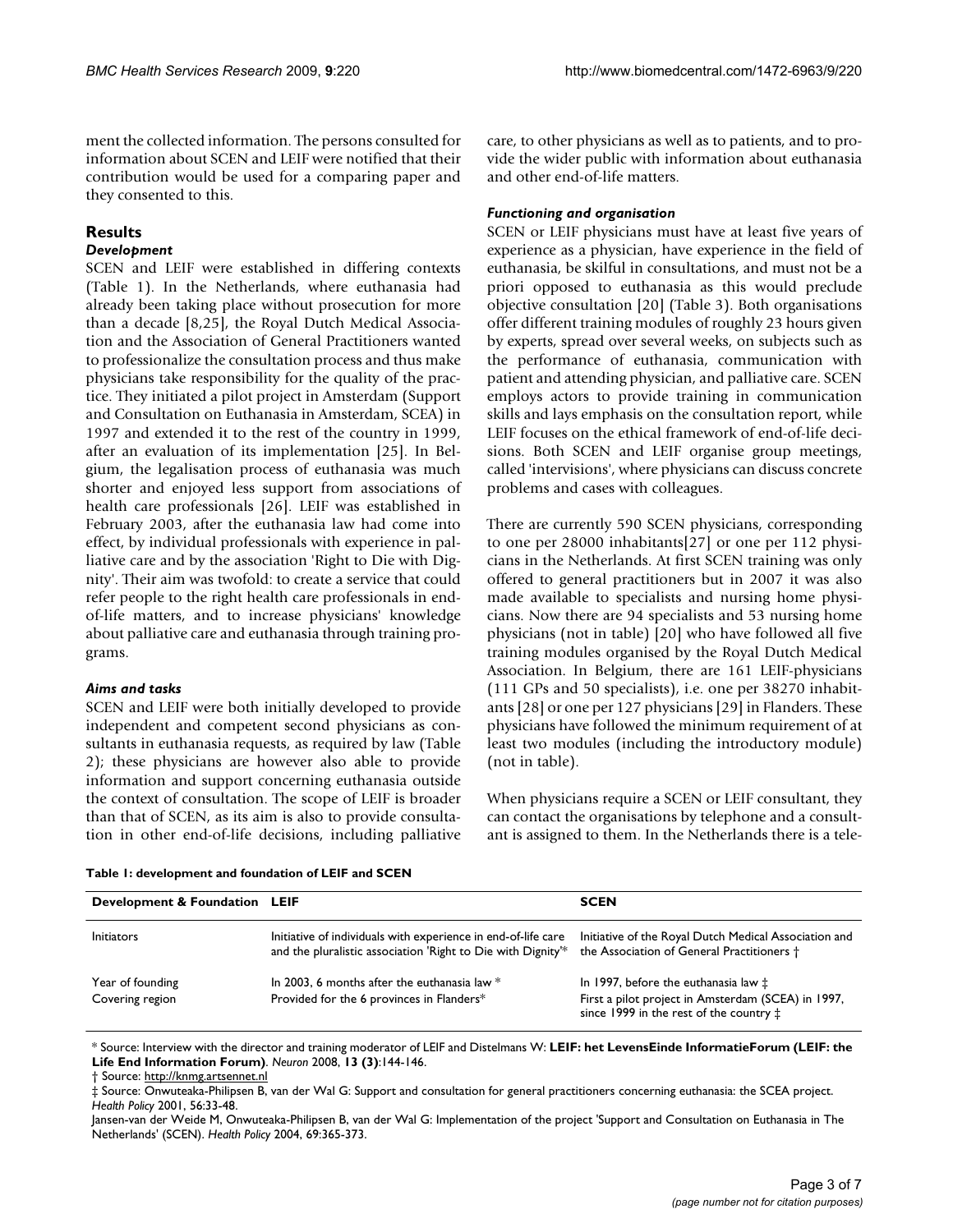ment the collected information. The persons consulted for information about SCEN and LEIF were notified that their contribution would be used for a comparing paper and they consented to this.

## Results

### *Development*

SCEN and LEIF were established in differing contexts (Table 1). In the Netherlands, where euthanasia had already been taking place without prosecution for more than a decade [8,25], the Royal Dutch Medical Association and the Association of General Practitioners wanted to professionalize the consultation process and thus make physicians take responsibility for the quality of the practice. They initiated a pilot project in Amsterdam (Support and Consultation on Euthanasia in Amsterdam, SCEA) in 1997 and extended it to the rest of the country in 1999, after an evaluation of its implementation [25]. In Belgium, the legalisation process of euthanasia was much shorter and enjoyed less support from associations of health care professionals [26]. LEIF was established in February 2003, after the euthanasia law had come into effect, by individual professionals with experience in palliative care and by the association 'Right to Die with Dignity'. Their aim was twofold: to create a service that could refer people to the right health care professionals in end-of-life matters, and to increase physicians' knowledge about palliative care and euthanasia through training programs.

### *Aims and tasks*

SCEN and LEIF were both initially developed to provide independent and competent second physicians as consultants in euthanasia requests, as required by law (Table 2); these physicians are however also able to provide information and support concerning euthanasia outside the context of consultation. The scope of LEIF is broader than that of SCEN, as its aim is also to provide consultation in other end-of-life decisions, including palliative care, to other physicians as well as to patients, and to provide the wider public with information about euthanasia and other end-of-life matters.

### *Functioning and organisation*

SCEN or LEIF physicians must have at least five years of experience as a physician, have experience in the field of euthanasia, be skilful in consultations, and must not be a priori opposed to euthanasia as this would preclude objective consultation [20] (Table 3). Both organisations offer different training modules of roughly 23 hours given by experts, spread over several weeks, on subjects such as the performance of euthanasia, communication with patient and attending physician, and palliative care. SCEN employs actors to provide training in communication skills and lays emphasis on the consultation report, while LEIF focuses on the ethical framework of end-of-life decisions. Both SCEN and LEIF organise group meetings, called 'intervisions', where physicians can discuss concrete problems and cases with colleagues.

There are currently 590 SCEN physicians, corresponding to one per 28000 inhabitants[27] or one per 112 physicians in the Netherlands. At first SCEN training was only offered to general practitioners but in 2007 it was also made available to specialists and nursing home physicians. Now there are 94 specialists and 53 nursing home physicians (not in table) [20] who have followed all five training modules organised by the Royal Dutch Medical Association. In Belgium, there are 161 LEIF-physicians (111 GPs and 50 specialists), i.e. one per 38270 inhabitants [28] or one per 127 physicians [29] in Flanders. These physicians have followed the minimum requirement of at least two modules (including the introductory module) (not in table).

When physicians require a SCEN or LEIF consultant, they can contact the organisations by telephone and a consultant is assigned to them. In the Netherlands there is a tele-

**Table 1: development and foundation of LEIF and SCEN**

| Development & Foundation | LEIF | SCEN |
|---|---|---|
| Initiators | Initiative of individuals with experience in end-of-life care and the pluralistic association 'Right to Die with Dignity'* | Initiative of the Royal Dutch Medical Association and the Association of General Practitioners † |
| Year of founding | In 2003, 6 months after the euthanasia law * | In 1997, before the euthanasia law ‡ |
| Covering region | Provided for the 6 provinces in Flanders* | First a pilot project in Amsterdam (SCEA) in 1997, since 1999 in the rest of the country ‡ |

\* Source: Interview with the director and training moderator of LEIF and Distelmans W: **LEIF: het LevensEinde InformatieForum (LEIF: the Life End Information Forum)**. *Neuron* 2008, **13 (3)**:144-146.

† Source: http://knmg.artsennet.nl

‡ Source: Onwuteaka-Philipsen B, van der Wal G: Support and consultation for general practitioners concerning euthanasia: the SCEA project. *Health Policy* 2001, 56:33-48.

Jansen-van der Weide M, Onwuteaka-Philipsen B, van der Wal G: Implementation of the project 'Support and Consultation on Euthanasia in The Netherlands' (SCEN). *Health Policy* 2004, 69:365-373.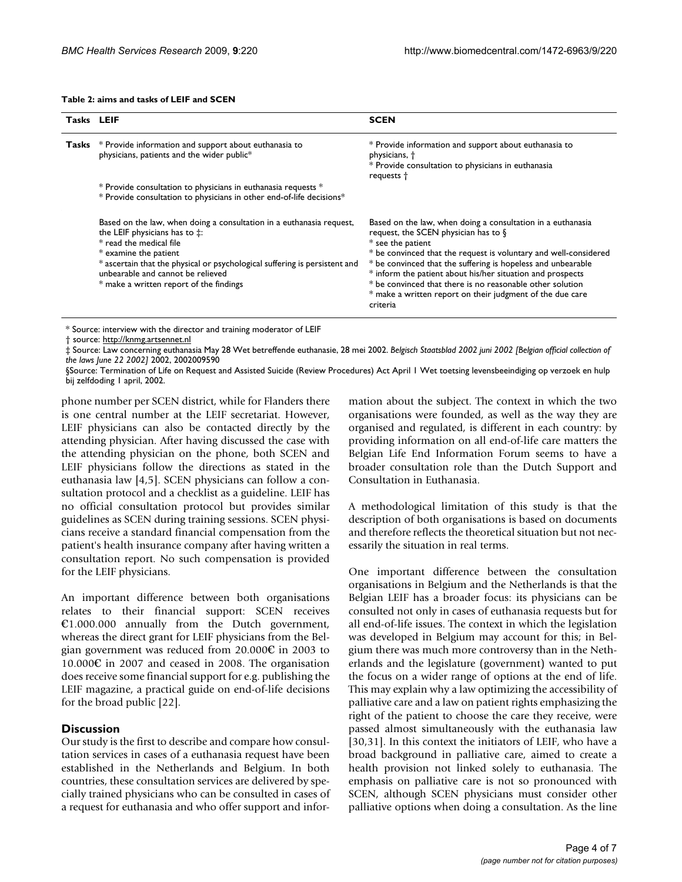**Table 2: aims and tasks of LEIF and SCEN**

| Tasks | LEIF | SCEN |
|---|---|---|
| **Tasks** | * Provide information and support about euthanasia to physicians, patients and the wider public* | * Provide information and support about euthanasia to physicians, † |
| | * Provide consultation to physicians in euthanasia requests *<br>* Provide consultation to physicians in other end-of-life decisions* | * Provide consultation to physicians in euthanasia requests † |
| | Based on the law, when doing a consultation in a euthanasia request, the LEIF physicians has to ‡:<br>* read the medical file<br>* examine the patient<br>* ascertain that the physical or psychological suffering is persistent and unbearable and cannot be relieved<br>* make a written report of the findings | Based on the law, when doing a consultation in a euthanasia request, the SCEN physician has to §<br>* see the patient<br>* be convinced that the request is voluntary and well-considered<br>* be convinced that the suffering is hopeless and unbearable<br>* inform the patient about his/her situation and prospects<br>* be convinced that there is no reasonable other solution<br>* make a written report on their judgment of the due care criteria |

* Source: interview with the director and training moderator of LEIF

† source: http://knmg.artsennet.nl

‡ Source: Law concerning euthanasia May 28 Wet betreffende euthanasie, 28 mei 2002. *Belgisch Staatsblad 2002 juni 2002 [Belgian official collection of the laws June 22 2002]* 2002, 2002009590

§Source: Termination of Life on Request and Assisted Suicide (Review Procedures) Act April 1 Wet toetsing levensbeeindiging op verzoek en hulp bij zelfdoding 1 april, 2002.

phone number per SCEN district, while for Flanders there is one central number at the LEIF secretariat. However, LEIF physicians can also be contacted directly by the attending physician. After having discussed the case with the attending physician on the phone, both SCEN and LEIF physicians follow the directions as stated in the euthanasia law [4,5]. SCEN physicians can follow a consultation protocol and a checklist as a guideline. LEIF has no official consultation protocol but provides similar guidelines as SCEN during training sessions. SCEN physicians receive a standard financial compensation from the patient's health insurance company after having written a consultation report. No such compensation is provided for the LEIF physicians.

An important difference between both organisations relates to their financial support: SCEN receives €1.000.000 annually from the Dutch government, whereas the direct grant for LEIF physicians from the Belgian government was reduced from 20.000€ in 2003 to 10.000€ in 2007 and ceased in 2008. The organisation does receive some financial support for e.g. publishing the LEIF magazine, a practical guide on end-of-life decisions for the broad public [22].

## Discussion

Our study is the first to describe and compare how consultation services in cases of a euthanasia request have been established in the Netherlands and Belgium. In both countries, these consultation services are delivered by specially trained physicians who can be consulted in cases of a request for euthanasia and who offer support and information about the subject. The context in which the two organisations were founded, as well as the way they are organised and regulated, is different in each country: by providing information on all end-of-life care matters the Belgian Life End Information Forum seems to have a broader consultation role than the Dutch Support and Consultation in Euthanasia.

A methodological limitation of this study is that the description of both organisations is based on documents and therefore reflects the theoretical situation but not necessarily the situation in real terms.

One important difference between the consultation organisations in Belgium and the Netherlands is that the Belgian LEIF has a broader focus: its physicians can be consulted not only in cases of euthanasia requests but for all end-of-life issues. The context in which the legislation was developed in Belgium may account for this; in Belgium there was much more controversy than in the Netherlands and the legislature (government) wanted to put the focus on a wider range of options at the end of life. This may explain why a law optimizing the accessibility of palliative care and a law on patient rights emphasizing the right of the patient to choose the care they receive, were passed almost simultaneously with the euthanasia law [30,31]. In this context the initiators of LEIF, who have a broad background in palliative care, aimed to create a health provision not linked solely to euthanasia. The emphasis on palliative care is not so pronounced with SCEN, although SCEN physicians must consider other palliative options when doing a consultation. As the line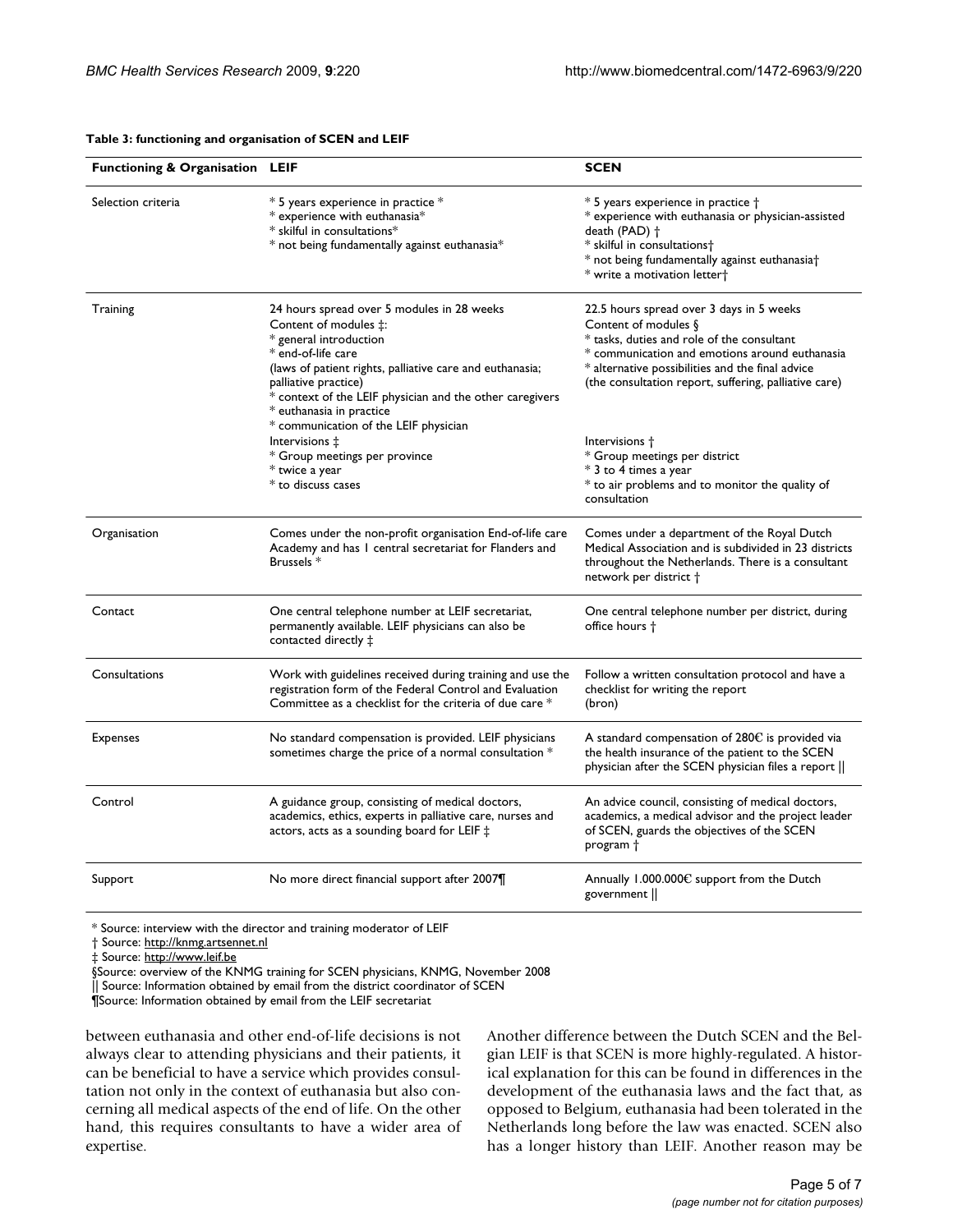**Table 3: functioning and organisation of SCEN and LEIF**

| Functioning & Organisation | LEIF | SCEN |
| --- | --- | --- |
| Selection criteria | * 5 years experience in practice *<br>* experience with euthanasia*<br>* skilful in consultations*<br>* not being fundamentally against euthanasia* | * 5 years experience in practice †<br>* experience with euthanasia or physician-assisted death (PAD) †<br>* skilful in consultations†<br>* not being fundamentally against euthanasia†<br>* write a motivation letter† |
| Training | 24 hours spread over 5 modules in 28 weeks<br>Content of modules ‡:<br>* general introduction<br>* end-of-life care<br>(laws of patient rights, palliative care and euthanasia; palliative practice)<br>* context of the LEIF physician and the other caregivers<br>* euthanasia in practice<br>* communication of the LEIF physician<br>Intervisions ‡<br>* Group meetings per province<br>* twice a year<br>* to discuss cases | 22.5 hours spread over 3 days in 5 weeks<br>Content of modules §<br>* tasks, duties and role of the consultant<br>* communication and emotions around euthanasia<br>* alternative possibilities and the final advice<br>(the consultation report, suffering, palliative care)<br>Intervisions †<br>* Group meetings per district<br>* 3 to 4 times a year<br>* to air problems and to monitor the quality of consultation |
| Organisation | Comes under the non-profit organisation End-of-life care Academy and has 1 central secretariat for Flanders and Brussels * | Comes under a department of the Royal Dutch Medical Association and is subdivided in 23 districts throughout the Netherlands. There is a consultant network per district † |
| Contact | One central telephone number at LEIF secretariat, permanently available. LEIF physicians can also be contacted directly ‡ | One central telephone number per district, during office hours † |
| Consultations | Work with guidelines received during training and use the registration form of the Federal Control and Evaluation Committee as a checklist for the criteria of due care * | Follow a written consultation protocol and have a checklist for writing the report<br>(bron) |
| Expenses | No standard compensation is provided. LEIF physicians sometimes charge the price of a normal consultation * | A standard compensation of 280€ is provided via the health insurance of the patient to the SCEN physician after the SCEN physician files a report \|\| |
| Control | A guidance group, consisting of medical doctors, academics, ethics, experts in palliative care, nurses and actors, acts as a sounding board for LEIF ‡ | An advice council, consisting of medical doctors, academics, a medical advisor and the project leader of SCEN, guards the objectives of the SCEN program † |
| Support | No more direct financial support after 2007¶ | Annually 1.000.000€ support from the Dutch government \|\| |

* Source: interview with the director and training moderator of LEIF
† Source: http://knmg.artsennet.nl
‡ Source: http://www.leif.be
§Source: overview of the KNMG training for SCEN physicians, KNMG, November 2008
|| Source: Information obtained by email from the district coordinator of SCEN
¶Source: Information obtained by email from the LEIF secretariat

between euthanasia and other end-of-life decisions is not always clear to attending physicians and their patients, it can be beneficial to have a service which provides consultation not only in the context of euthanasia but also concerning all medical aspects of the end of life. On the other hand, this requires consultants to have a wider area of expertise.

Another difference between the Dutch SCEN and the Belgian LEIF is that SCEN is more highly-regulated. A historical explanation for this can be found in differences in the development of the euthanasia laws and the fact that, as opposed to Belgium, euthanasia had been tolerated in the Netherlands long before the law was enacted. SCEN also has a longer history than LEIF. Another reason may be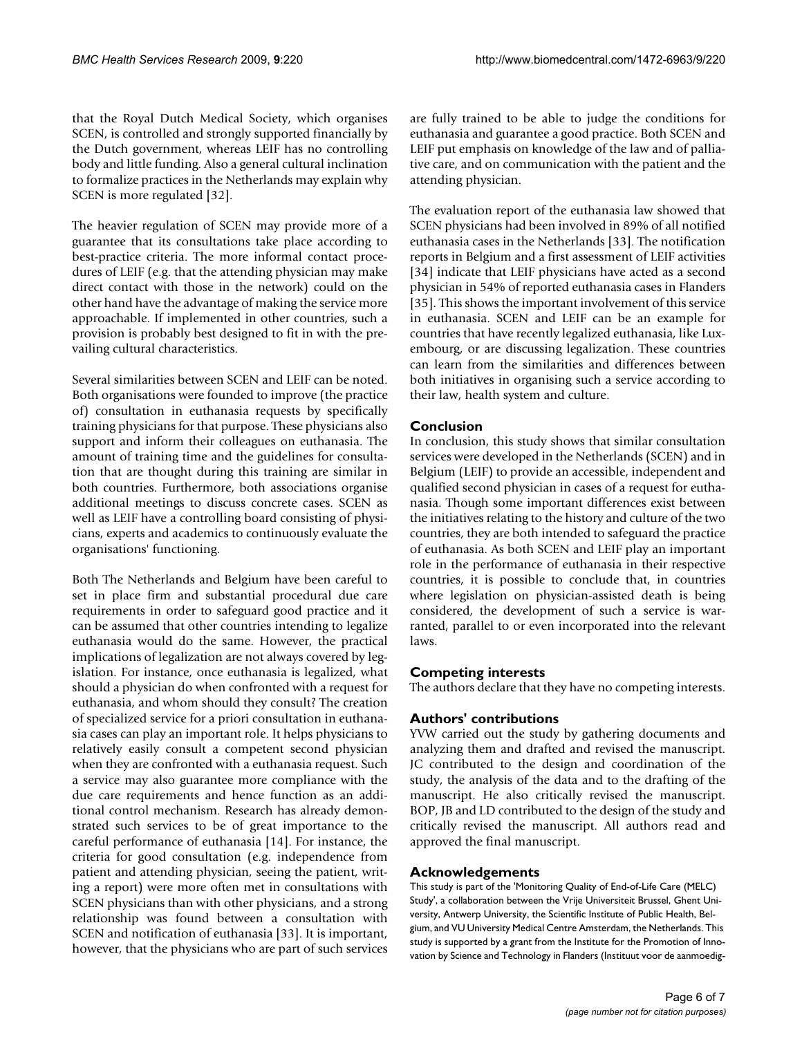that the Royal Dutch Medical Society, which organises SCEN, is controlled and strongly supported financially by the Dutch government, whereas LEIF has no controlling body and little funding. Also a general cultural inclination to formalize practices in the Netherlands may explain why SCEN is more regulated [32].

The heavier regulation of SCEN may provide more of a guarantee that its consultations take place according to best-practice criteria. The more informal contact procedures of LEIF (e.g. that the attending physician may make direct contact with those in the network) could on the other hand have the advantage of making the service more approachable. If implemented in other countries, such a provision is probably best designed to fit in with the prevailing cultural characteristics.

Several similarities between SCEN and LEIF can be noted. Both organisations were founded to improve (the practice of) consultation in euthanasia requests by specifically training physicians for that purpose. These physicians also support and inform their colleagues on euthanasia. The amount of training time and the guidelines for consultation that are thought during this training are similar in both countries. Furthermore, both associations organise additional meetings to discuss concrete cases. SCEN as well as LEIF have a controlling board consisting of physicians, experts and academics to continuously evaluate the organisations' functioning.

Both The Netherlands and Belgium have been careful to set in place firm and substantial procedural due care requirements in order to safeguard good practice and it can be assumed that other countries intending to legalize euthanasia would do the same. However, the practical implications of legalization are not always covered by legislation. For instance, once euthanasia is legalized, what should a physician do when confronted with a request for euthanasia, and whom should they consult? The creation of specialized service for a priori consultation in euthanasia cases can play an important role. It helps physicians to relatively easily consult a competent second physician when they are confronted with a euthanasia request. Such a service may also guarantee more compliance with the due care requirements and hence function as an additional control mechanism. Research has already demonstrated such services to be of great importance to the careful performance of euthanasia [14]. For instance, the criteria for good consultation (e.g. independence from patient and attending physician, seeing the patient, writing a report) were more often met in consultations with SCEN physicians than with other physicians, and a strong relationship was found between a consultation with SCEN and notification of euthanasia [33]. It is important, however, that the physicians who are part of such services are fully trained to be able to judge the conditions for euthanasia and guarantee a good practice. Both SCEN and LEIF put emphasis on knowledge of the law and of palliative care, and on communication with the patient and the attending physician.

The evaluation report of the euthanasia law showed that SCEN physicians had been involved in 89% of all notified euthanasia cases in the Netherlands [33]. The notification reports in Belgium and a first assessment of LEIF activities [34] indicate that LEIF physicians have acted as a second physician in 54% of reported euthanasia cases in Flanders [35]. This shows the important involvement of this service in euthanasia. SCEN and LEIF can be an example for countries that have recently legalized euthanasia, like Luxembourg, or are discussing legalization. These countries can learn from the similarities and differences between both initiatives in organising such a service according to their law, health system and culture.

## Conclusion

In conclusion, this study shows that similar consultation services were developed in the Netherlands (SCEN) and in Belgium (LEIF) to provide an accessible, independent and qualified second physician in cases of a request for euthanasia. Though some important differences exist between the initiatives relating to the history and culture of the two countries, they are both intended to safeguard the practice of euthanasia. As both SCEN and LEIF play an important role in the performance of euthanasia in their respective countries, it is possible to conclude that, in countries where legislation on physician-assisted death is being considered, the development of such a service is warranted, parallel to or even incorporated into the relevant laws.

## Competing interests

The authors declare that they have no competing interests.

## Authors' contributions

YVW carried out the study by gathering documents and analyzing them and drafted and revised the manuscript. JC contributed to the design and coordination of the study, the analysis of the data and to the drafting of the manuscript. He also critically revised the manuscript. BOP, JB and LD contributed to the design of the study and critically revised the manuscript. All authors read and approved the final manuscript.

## Acknowledgements

This study is part of the 'Monitoring Quality of End-of-Life Care (MELC) Study', a collaboration between the Vrije Universiteit Brussel, Ghent University, Antwerp University, the Scientific Institute of Public Health, Belgium, and VU University Medical Centre Amsterdam, the Netherlands. This study is supported by a grant from the Institute for the Promotion of Innovation by Science and Technology in Flanders (Instituut voor de aanmoedig-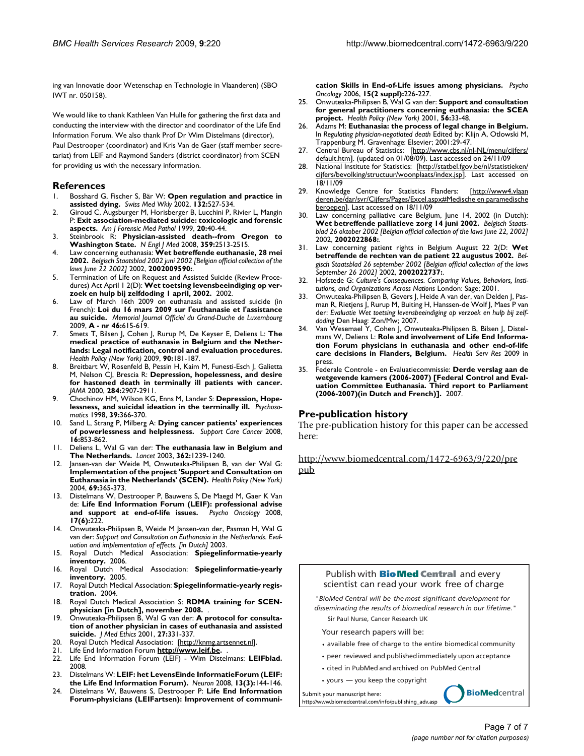ing van Innovatie door Wetenschap en Technologie in Vlaanderen) (SBO IWT nr. 050158).

We would like to thank Kathleen Van Hulle for gathering the first data and conducting the interview with the director and coordinator of the Life End Information Forum. We also thank Prof Dr Wim Distelmans (director), Paul Destrooper (coordinator) and Kris Van de Gaer (staff member secretariat) from LEIF and Raymond Sanders (district coordinator) from SCEN for providing us with the necessary information.

## References

1. Bosshard G, Fischer S, Bär W: **Open regulation and practice in assisted dying.** *Swiss Med Wkly* 2002, **132:**527-534.
2. Giroud C, Augsburger M, Horisberger B, Lucchini P, Rivier L, Mangin P: **Exit association-mediated suicide: toxicologic and forensic aspects.** *Am J Forensic Med Pathol* 1999, **20:**40-44.
3. Steinbrook R: **Physician-assisted death--from Oregon to Washington State.** *N Engl J Med* 2008, **359:**2513-2515.
4. Law concerning euthanasia: **Wet betreffende euthanasie, 28 mei 2002.** *Belgisch Staatsblad 2002 juni 2002 [Belgian official collection of the laws June 22 2002]* 2002, **2002009590:**.
5. Termination of Life on Request and Assisted Suicide (Review Procedures) Act April 1 2(D): **Wet toetsing levensbeeindiging op verzoek en hulp bij zelfdoding 1 april, 2002.** 2002.
6. Law of March 16th 2009 on euthanasia and assisted suicide (in French): **Loi du 16 mars 2009 sur l'euthanasie et l'assistance au suicide.** *Memorial Journal Officiel du Grand-Duche de Luxembourg* 2009, **A - nr 46:**615-619.
7. Smets T, Bilsen J, Cohen J, Rurup M, De Keyser E, Deliens L: **The medical practice of euthanasie in Belgium and the Netherlands: Legal notification, control and evaluation procedures.** *Health Policy (New York)* 2009, **90:**181-187.
8. Breitbart W, Rosenfeld B, Pessin H, Kaim M, Funesti-Esch J, Galietta M, Nelson CJ, Brescia R: **Depression, hopelessness, and desire for hastened death in terminally ill patients with cancer.** *JAMA* 2000, **284:**2907-2911.
9. Chochinov HM, Wilson KG, Enns M, Lander S: **Depression, Hopelessness, and suicidal ideation in the terminally ill.** *Psychosomatics* 1998, **39:**366-370.
10. Sand L, Strang P, Milberg A: **Dying cancer patients' experiences of powerlessness and helplessness.** *Support Care Cancer* 2008, **16:**853-862.
11. Deliens L, Wal G van der: **The euthanasia law in Belgium and The Netherlands.** *Lancet* 2003, **362:**1239-1240.
12. Jansen-van der Weide M, Onwuteaka-Philipsen B, van der Wal G: **Implementation of the project 'Support and Consultation on Euthanasia in the Netherlands' (SCEN).** *Health Policy (New York)* 2004, **69:**365-373.
13. Distelmans W, Destrooper P, Bauwens S, De Maegd M, Gaer K Van de: **Life End Information Forum (LEIF): professional advise and support at end-of-life issues.** *Psycho Oncology* 2008, **17(6):**222.
14. Onwuteaka-Philipsen B, Weide M Jansen-van der, Pasman H, Wal G van der: *Support and Consultation on Euthanasia in the Netherlands. Evaluation and implementation of effects. [in Dutch]* 2003.
15. Royal Dutch Medical Association: **Spiegelinformatie-yearly inventory.** 2006.
16. Royal Dutch Medical Association: **Spiegelinformatie-yearly inventory.** 2005.
17. Royal Dutch Medical Association: **Spiegelinformatie-yearly registration.** 2004.
18. Royal Dutch Medical Association S: **RDMA training for SCEN-physician [in Dutch], november 2008.** .
19. Onwuteaka-Philipsen B, Wal G van der: **A protocol for consultation of another physician in cases of euthanasia and assisted suicide.** *J Med Ethics* 2001, **27:**331-337.
20. Royal Dutch Medical Association: [http://knmg.artsennet.nl].
21. Life End Information Forum **http://www.leif.be.** .
22. Life End Information Forum (LEIF) - Wim Distelmans: **LEIFblad.** 2008.
23. Distelmans W: **LEIF: het LevensEinde InformatieForum (LEIF: the Life End Information Forum).** *Neuron* 2008, **13(3):**144-146.
24. Distelmans W, Bauwens S, Destrooper P: **Life End Information Forum-physicians (LEIFartsen): Improvement of communication Skills in End-of-Life issues among physicians.** *Psycho Oncology* 2006, **15(2 suppl):**226-227.
25. Onwuteaka-Philipsen B, Wal G van der: **Support and consultation for general practitioners concerning euthanasia: the SCEA project.** *Health Policy (New York)* 2001, **56:**33-48.
26. Adams M: **Euthanasia: the process of legal change in Belgium.** In *Regulating physician-negotiated death* Edited by: Klijn A, Otlowski M, Trappenburg M. Gravenhage: Elsevier; 2001:29-47.
27. Central Bureau of Statistics: [http://www.cbs.nl/nl-NL/menu/cijfers/default.htm]. (updated on 01/08/09). Last accessed on 24/11/09
28. National Institute for Statistics: [http://statbel.fgov.be/nl/statistieken/cijfers/bevolking/structuur/woonplaats/index.jsp]. Last accessed on 18/11/09
29. Knowledge Centre for Statistics Flanders: [http://www4.vlaanderen.be/dar/svr/Cijfers/Pages/Excel.aspx#Medische en paramedische beroepen]. Last accessed on 18/11/09
30. Law concerning palliative care Belgium, June 14, 2002 (in Dutch): **Wet betreffende palliatieve zorg 14 juni 2002.** *Belgisch Staatsblad 26 oktober 2002 [Belgian official collection of the laws June 22, 2002]* 2002, **2002022868:**.
31. Law concerning patient rights in Belgium August 22 2(D: **Wet betreffende de rechten van de patient 22 augustus 2002.** *Belgisch Staatsblad 26 september 2002 [Belgian official collection of the laws September 26 2002]* 2002, **2002022737:**.
32. Hofstede G: *Culture's Consequences. Comparing Values, Behaviors, Institutions, and Organizations Across Nations* London: Sage; 2001.
33. Onwuteaka-Philipsen B, Gevers J, Heide A van der, van Delden J, Pasman R, Rietjens J, Rurup M, Buiting H, Hanssen-de Wolf J, Maes P van der: *Evaluatie Wet toetsing levensbeeindiging op verzoek en hulp bij zelfdoding* Den Haag: Zon/Mw; 2007.
34. Van Wesemael Y, Cohen J, Onwuteaka-Philipsen B, Bilsen J, Distelmans W, Deliens L: **Role and involvement of Life End Information Forum physicians in euthanasia and other end-of-life care decisions in Flanders, Belgium.** *Health Serv Res* 2009 in press.
35. Federale Controle - en Evaluatiecommissie: **Derde verslag aan de wetgevende kamers (2006-2007) [Federal Control and Evaluation Committee Euthanasia. Third report to Parliament (2006-2007)(in Dutch and French)].** 2007.

## Pre-publication history

The pre-publication history for this paper can be accessed here:

http://www.biomedcentral.com/1472-6963/9/220/prepub

Publish with **BioMed Central** and every scientist can read your work free of charge

*"BioMed Central will be the most significant development for disseminating the results of biomedical research in our lifetime."*

Sir Paul Nurse, Cancer Research UK

Your research papers will be:

- available free of charge to the entire biomedical community
- peer reviewed and published immediately upon acceptance
- cited in PubMed and archived on PubMed Central
- yours — you keep the copyright

Submit your manuscript here:
http://www.biomedcentral.com/info/publishing_adv.asp

BioMedcentral